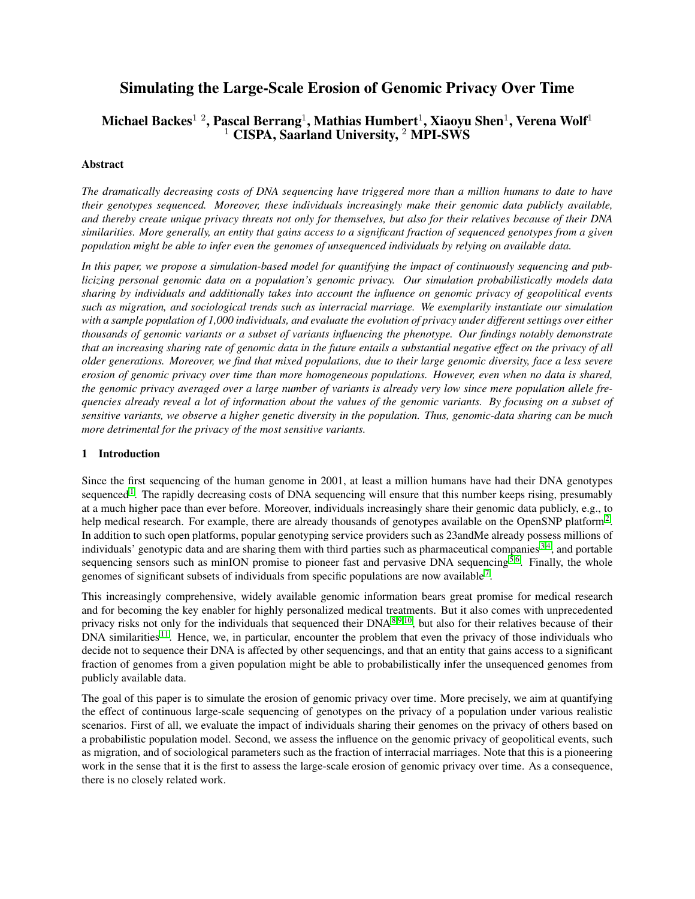# Simulating the Large-Scale Erosion of Genomic Privacy Over Time

**Michael Backes[1 2], Pascal Berrang[1], Mathias Humbert[1], Xiaoyu Shen[1], Verena Wolf[1]**
**[1] CISPA, Saarland University, [2] MPI-SWS**

### Abstract

*The dramatically decreasing costs of DNA sequencing have triggered more than a million humans to date to have their genotypes sequenced. Moreover, these individuals increasingly make their genomic data publicly available, and thereby create unique privacy threats not only for themselves, but also for their relatives because of their DNA similarities. More generally, an entity that gains access to a significant fraction of sequenced genotypes from a given population might be able to infer even the genomes of unsequenced individuals by relying on available data.*

*In this paper, we propose a simulation-based model for quantifying the impact of continuously sequencing and publicizing personal genomic data on a population's genomic privacy. Our simulation probabilistically models data sharing by individuals and additionally takes into account the influence on genomic privacy of geopolitical events such as migration, and sociological trends such as interracial marriage. We exemplarily instantiate our simulation with a sample population of 1,000 individuals, and evaluate the evolution of privacy under different settings over either thousands of genomic variants or a subset of variants influencing the phenotype. Our findings notably demonstrate that an increasing sharing rate of genomic data in the future entails a substantial negative effect on the privacy of all older generations. Moreover, we find that mixed populations, due to their large genomic diversity, face a less severe erosion of genomic privacy over time than more homogeneous populations. However, even when no data is shared, the genomic privacy averaged over a large number of variants is already very low since mere population allele frequencies already reveal a lot of information about the values of the genomic variants. By focusing on a subset of sensitive variants, we observe a higher genetic diversity in the population. Thus, genomic-data sharing can be much more detrimental for the privacy of the most sensitive variants.*

## 1 Introduction

Since the first sequencing of the human genome in 2001, at least a million humans have had their DNA genotypes sequenced[1]. The rapidly decreasing costs of DNA sequencing will ensure that this number keeps rising, presumably at a much higher pace than ever before. Moreover, individuals increasingly share their genomic data publicly, e.g., to help medical research. For example, there are already thousands of genotypes available on the OpenSNP platform[2]. In addition to such open platforms, popular genotyping service providers such as 23andMe already possess millions of individuals' genotypic data and are sharing them with third parties such as pharmaceutical companies[3,4], and portable sequencing sensors such as minION promise to pioneer fast and pervasive DNA sequencing[5,6]. Finally, the whole genomes of significant subsets of individuals from specific populations are now available[7].

This increasingly comprehensive, widely available genomic information bears great promise for medical research and for becoming the key enabler for highly personalized medical treatments. But it also comes with unprecedented privacy risks not only for the individuals that sequenced their DNA[8,9,10], but also for their relatives because of their DNA similarities[11]. Hence, we, in particular, encounter the problem that even the privacy of those individuals who decide not to sequence their DNA is affected by other sequencings, and that an entity that gains access to a significant fraction of genomes from a given population might be able to probabilistically infer the unsequenced genomes from publicly available data.

The goal of this paper is to simulate the erosion of genomic privacy over time. More precisely, we aim at quantifying the effect of continuous large-scale sequencing of genotypes on the privacy of a population under various realistic scenarios. First of all, we evaluate the impact of individuals sharing their genomes on the privacy of others based on a probabilistic population model. Second, we assess the influence on the genomic privacy of geopolitical events, such as migration, and of sociological parameters such as the fraction of interracial marriages. Note that this is a pioneering work in the sense that it is the first to assess the large-scale erosion of genomic privacy over time. As a consequence, there is no closely related work.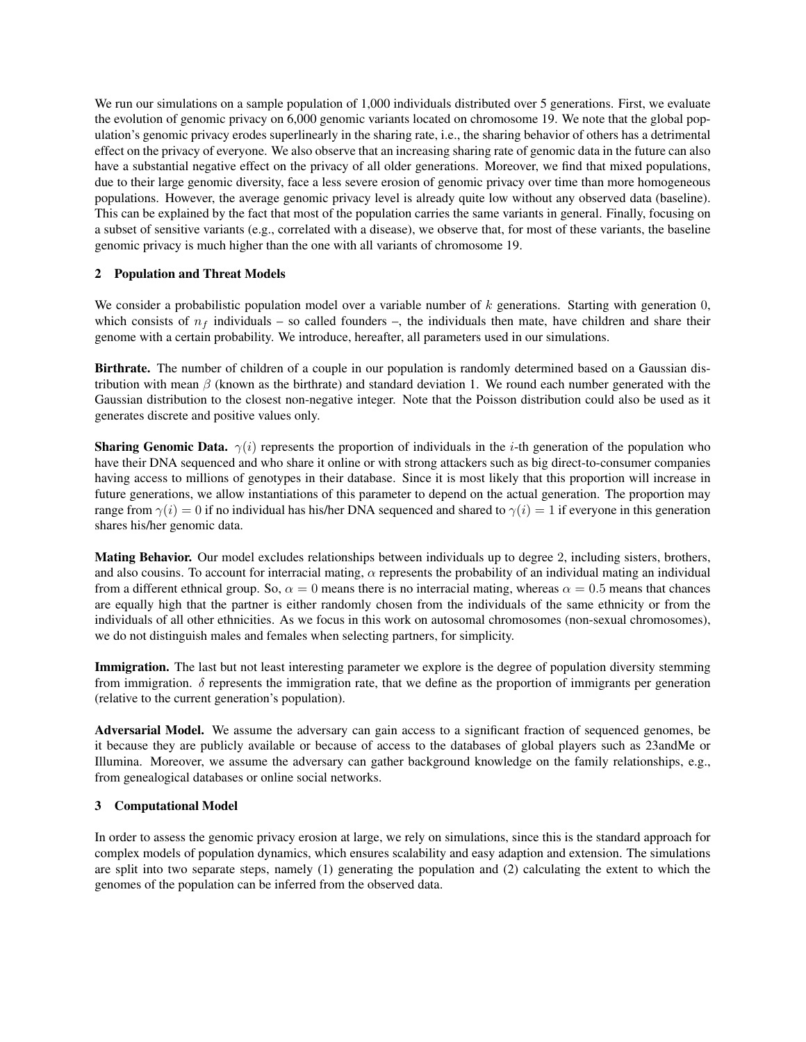We run our simulations on a sample population of 1,000 individuals distributed over 5 generations. First, we evaluate the evolution of genomic privacy on 6,000 genomic variants located on chromosome 19. We note that the global population's genomic privacy erodes superlinearly in the sharing rate, i.e., the sharing behavior of others has a detrimental effect on the privacy of everyone. We also observe that an increasing sharing rate of genomic data in the future can also have a substantial negative effect on the privacy of all older generations. Moreover, we find that mixed populations, due to their large genomic diversity, face a less severe erosion of genomic privacy over time than more homogeneous populations. However, the average genomic privacy level is already quite low without any observed data (baseline). This can be explained by the fact that most of the population carries the same variants in general. Finally, focusing on a subset of sensitive variants (e.g., correlated with a disease), we observe that, for most of these variants, the baseline genomic privacy is much higher than the one with all variants of chromosome 19.

## 2 Population and Threat Models

We consider a probabilistic population model over a variable number of $k$ generations. Starting with generation 0, which consists of $n_f$ individuals – so called founders –, the individuals then mate, have children and share their genome with a certain probability. We introduce, hereafter, all parameters used in our simulations.

**Birthrate.** The number of children of a couple in our population is randomly determined based on a Gaussian distribution with mean $\beta$ (known as the birthrate) and standard deviation 1. We round each number generated with the Gaussian distribution to the closest non-negative integer. Note that the Poisson distribution could also be used as it generates discrete and positive values only.

**Sharing Genomic Data.** $\gamma(i)$ represents the proportion of individuals in the $i$-th generation of the population who have their DNA sequenced and who share it online or with strong attackers such as big direct-to-consumer companies having access to millions of genotypes in their database. Since it is most likely that this proportion will increase in future generations, we allow instantiations of this parameter to depend on the actual generation. The proportion may range from $\gamma(i) = 0$ if no individual has his/her DNA sequenced and shared to $\gamma(i) = 1$ if everyone in this generation shares his/her genomic data.

**Mating Behavior.** Our model excludes relationships between individuals up to degree 2, including sisters, brothers, and also cousins. To account for interracial mating, $\alpha$ represents the probability of an individual mating an individual from a different ethnical group. So, $\alpha = 0$ means there is no interracial mating, whereas $\alpha = 0.5$ means that chances are equally high that the partner is either randomly chosen from the individuals of the same ethnicity or from the individuals of all other ethnicities. As we focus in this work on autosomal chromosomes (non-sexual chromosomes), we do not distinguish males and females when selecting partners, for simplicity.

**Immigration.** The last but not least interesting parameter we explore is the degree of population diversity stemming from immigration. $\delta$ represents the immigration rate, that we define as the proportion of immigrants per generation (relative to the current generation's population).

**Adversarial Model.** We assume the adversary can gain access to a significant fraction of sequenced genomes, be it because they are publicly available or because of access to the databases of global players such as 23andMe or Illumina. Moreover, we assume the adversary can gather background knowledge on the family relationships, e.g., from genealogical databases or online social networks.

## 3 Computational Model

In order to assess the genomic privacy erosion at large, we rely on simulations, since this is the standard approach for complex models of population dynamics, which ensures scalability and easy adaption and extension. The simulations are split into two separate steps, namely (1) generating the population and (2) calculating the extent to which the genomes of the population can be inferred from the observed data.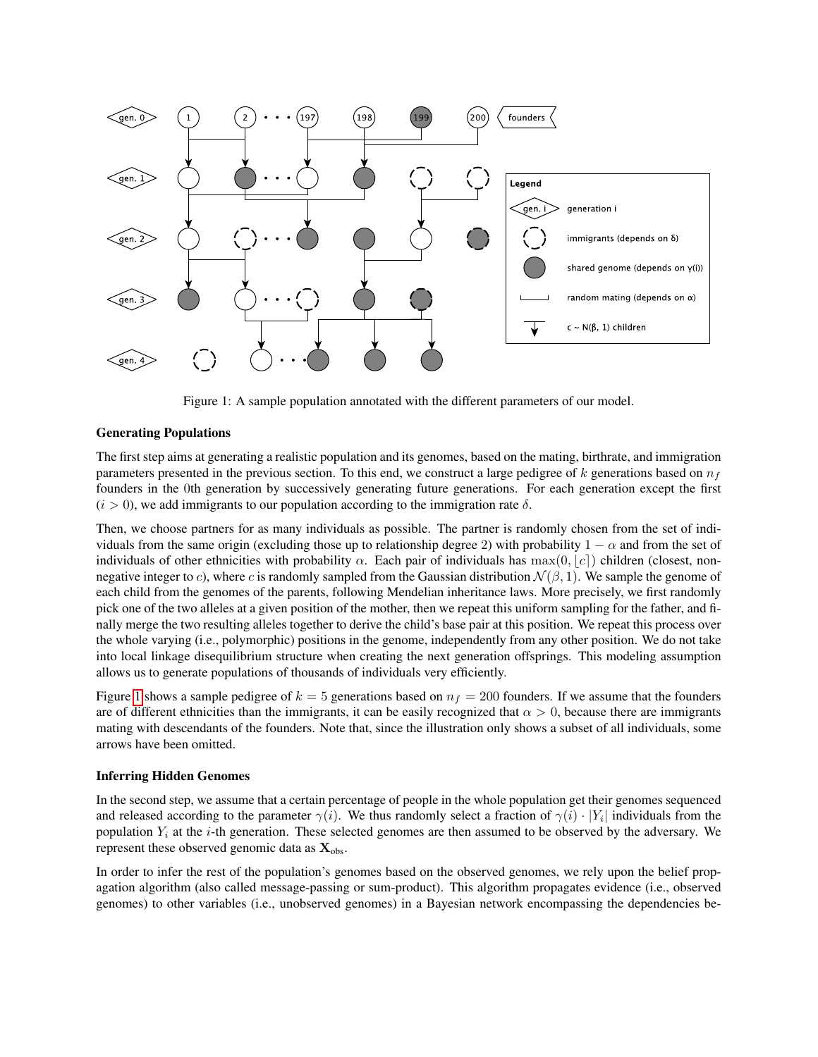Figure 1: A sample population annotated with the different parameters of our model.

### Generating Populations

The first step aims at generating a realistic population and its genomes, based on the mating, birthrate, and immigration parameters presented in the previous section. To this end, we construct a large pedigree of $k$ generations based on $n_f$ founders in the 0th generation by successively generating future generations. For each generation except the first ($i > 0$), we add immigrants to our population according to the immigration rate $\delta$.

Then, we choose partners for as many individuals as possible. The partner is randomly chosen from the set of individuals from the same origin (excluding those up to relationship degree 2) with probability $1 - \alpha$ and from the set of individuals of other ethnicities with probability $\alpha$. Each pair of individuals has $\max(0, \lfloor c \rceil)$ children (closest, non-negative integer to $c$), where $c$ is randomly sampled from the Gaussian distribution $\mathcal{N}(\beta, 1)$. We sample the genome of each child from the genomes of the parents, following Mendelian inheritance laws. More precisely, we first randomly pick one of the two alleles at a given position of the mother, then we repeat this uniform sampling for the father, and finally merge the two resulting alleles together to derive the child's base pair at this position. We repeat this process over the whole varying (i.e., polymorphic) positions in the genome, independently from any other position. We do not take into account local linkage disequilibrium structure when creating the next generation offsprings. This modeling assumption allows us to generate populations of thousands of individuals very efficiently.

Figure 1 shows a sample pedigree of $k = 5$ generations based on $n_f = 200$ founders. If we assume that the founders are of different ethnicities than the immigrants, it can be easily recognized that $\alpha > 0$, because there are immigrants mating with descendants of the founders. Note that, since the illustration only shows a subset of all individuals, some arrows have been omitted.

### Inferring Hidden Genomes

In the second step, we assume that a certain percentage of people in the whole population get their genomes sequenced and released according to the parameter $\gamma(i)$. We thus randomly select a fraction of $\gamma(i) \cdot |Y_i|$ individuals from the population $Y_i$ at the $i$-th generation. These selected genomes are then assumed to be observed by the adversary. We represent these observed genomic data as $\mathbf{X}_{\text{obs}}$.

In order to infer the rest of the population's genomes based on the observed genomes, we rely upon the belief propagation algorithm (also called message-passing or sum-product). This algorithm propagates evidence (i.e., observed genomes) to other variables (i.e., unobserved genomes) in a Bayesian network encompassing the dependencies be-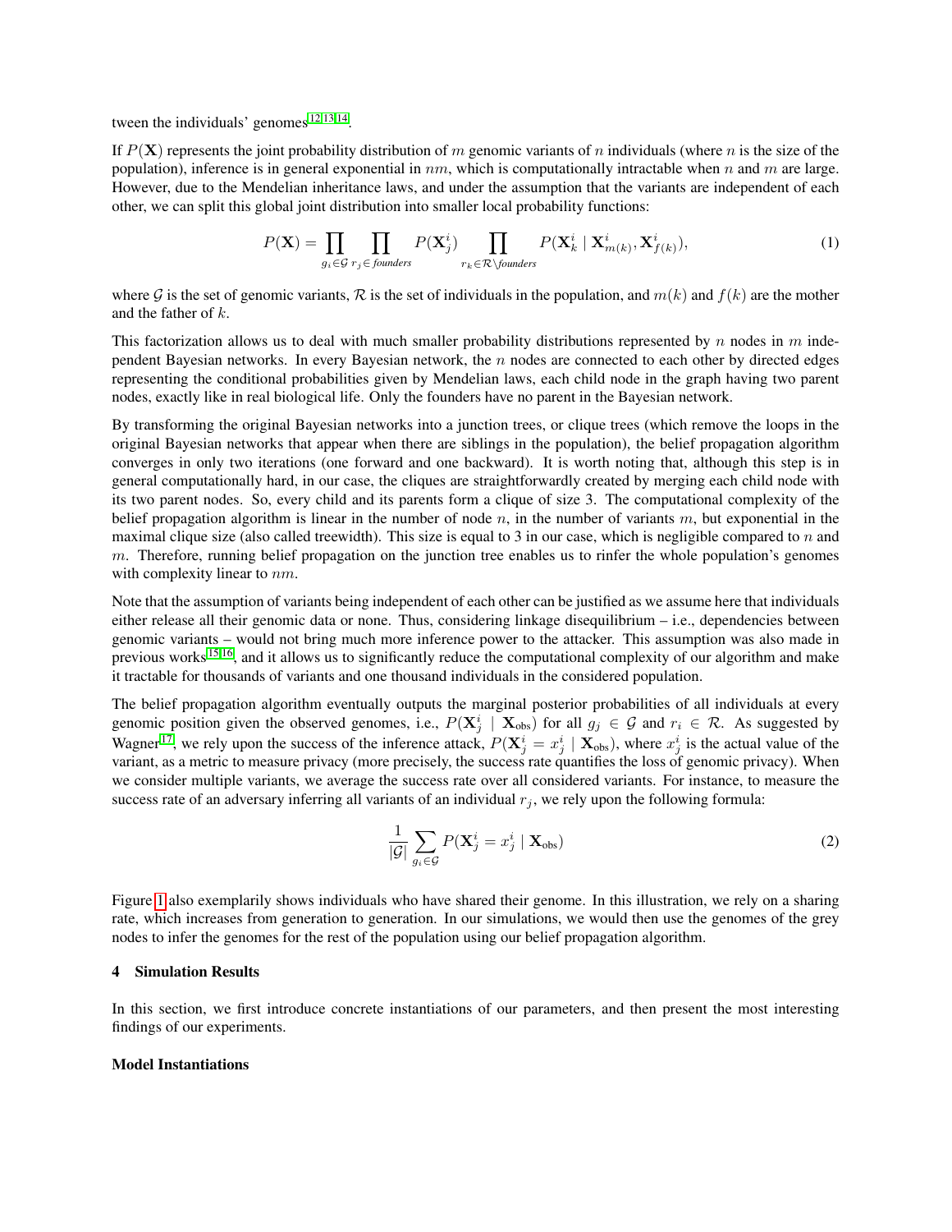tween the individuals' genomes[12,13,14].

If $P(\mathbf{X})$ represents the joint probability distribution of $m$ genomic variants of $n$ individuals (where $n$ is the size of the population), inference is in general exponential in $nm$, which is computationally intractable when $n$ and $m$ are large. However, due to the Mendelian inheritance laws, and under the assumption that the variants are independent of each other, we can split this global joint distribution into smaller local probability functions:

$$P(\mathbf{X}) = \prod_{g_i \in \mathcal{G}} \prod_{r_j \in \textit{founders}} P(\mathbf{X}_j^i) \prod_{r_k \in \mathcal{R} \setminus \textit{founders}} P(\mathbf{X}_k^i \mid \mathbf{X}_{m(k)}^i, \mathbf{X}_{f(k)}^i), \tag{1}$$

where $\mathcal{G}$ is the set of genomic variants, $\mathcal{R}$ is the set of individuals in the population, and $m(k)$ and $f(k)$ are the mother and the father of $k$.

This factorization allows us to deal with much smaller probability distributions represented by $n$ nodes in $m$ independent Bayesian networks. In every Bayesian network, the $n$ nodes are connected to each other by directed edges representing the conditional probabilities given by Mendelian laws, each child node in the graph having two parent nodes, exactly like in real biological life. Only the founders have no parent in the Bayesian network.

By transforming the original Bayesian networks into a junction trees, or clique trees (which remove the loops in the original Bayesian networks that appear when there are siblings in the population), the belief propagation algorithm converges in only two iterations (one forward and one backward). It is worth noting that, although this step is in general computationally hard, in our case, the cliques are straightforwardly created by merging each child node with its two parent nodes. So, every child and its parents form a clique of size 3. The computational complexity of the belief propagation algorithm is linear in the number of node $n$, in the number of variants $m$, but exponential in the maximal clique size (also called treewidth). This size is equal to 3 in our case, which is negligible compared to $n$ and $m$. Therefore, running belief propagation on the junction tree enables us to rinfer the whole population's genomes with complexity linear to $nm$.

Note that the assumption of variants being independent of each other can be justified as we assume here that individuals either release all their genomic data or none. Thus, considering linkage disequilibrium – i.e., dependencies between genomic variants – would not bring much more inference power to the attacker. This assumption was also made in previous works[15,16], and it allows us to significantly reduce the computational complexity of our algorithm and make it tractable for thousands of variants and one thousand individuals in the considered population.

The belief propagation algorithm eventually outputs the marginal posterior probabilities of all individuals at every genomic position given the observed genomes, i.e., $P(\mathbf{X}_j^i \mid \mathbf{X}_{\text{obs}})$ for all $g_j \in \mathcal{G}$ and $r_i \in \mathcal{R}$. As suggested by Wagner[17], we rely upon the success of the inference attack, $P(\mathbf{X}_j^i = x_j^i \mid \mathbf{X}_{\text{obs}})$, where $x_j^i$ is the actual value of the variant, as a metric to measure privacy (more precisely, the success rate quantifies the loss of genomic privacy). When we consider multiple variants, we average the success rate over all considered variants. For instance, to measure the success rate of an adversary inferring all variants of an individual $r_j$, we rely upon the following formula:

$$\frac{1}{|\mathcal{G}|} \sum_{g_i \in \mathcal{G}} P(\mathbf{X}_j^i = x_j^i \mid \mathbf{X}_{\text{obs}}) \tag{2}$$

Figure 1 also exemplarily shows individuals who have shared their genome. In this illustration, we rely on a sharing rate, which increases from generation to generation. In our simulations, we would then use the genomes of the grey nodes to infer the genomes for the rest of the population using our belief propagation algorithm.

## 4 Simulation Results

In this section, we first introduce concrete instantiations of our parameters, and then present the most interesting findings of our experiments.

### Model Instantiations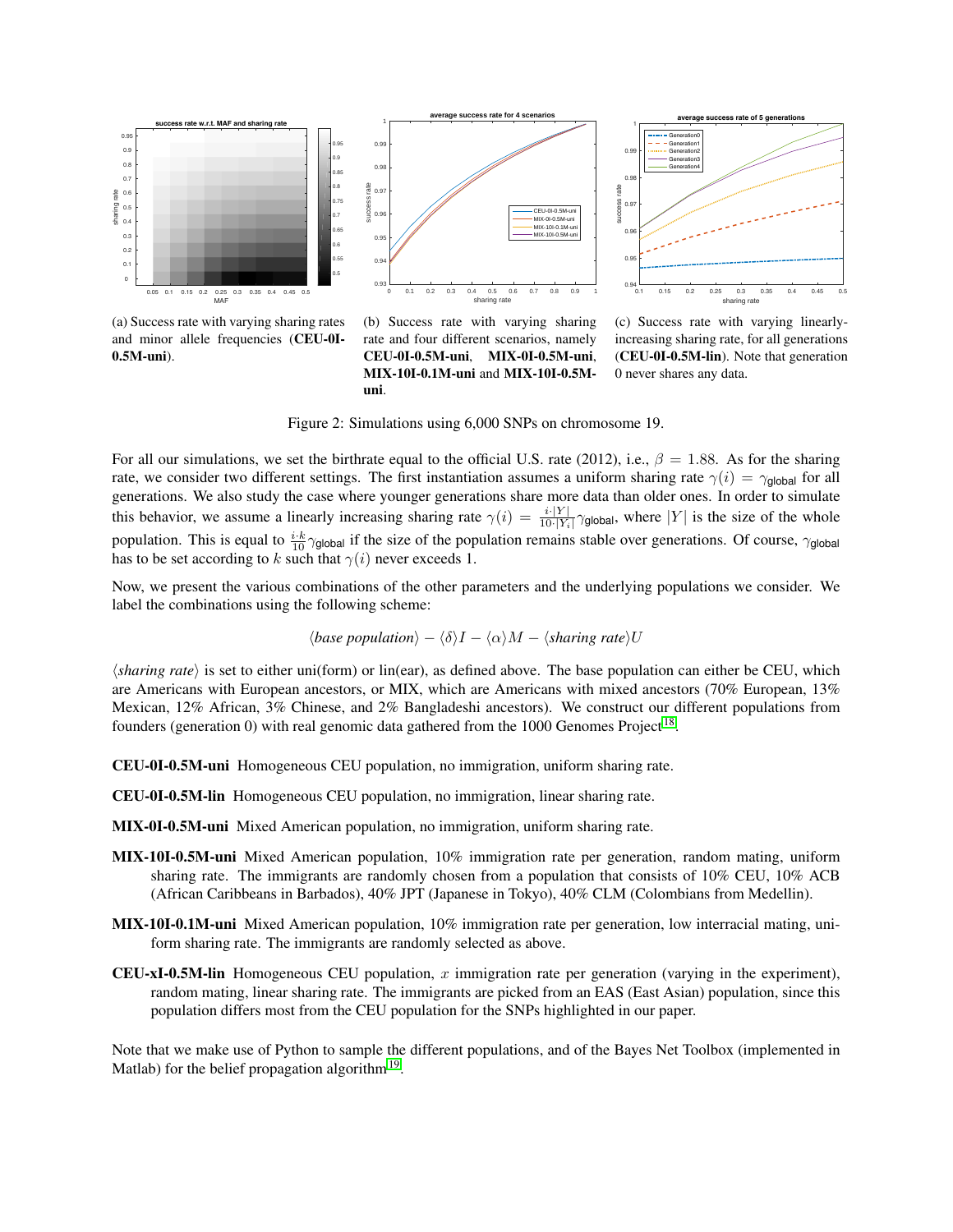(a) Success rate with varying sharing rates and minor allele frequencies (**CEU-0I-0.5M-uni**).

(b) Success rate with varying sharing rate and four different scenarios, namely **CEU-0I-0.5M-uni**, **MIX-0I-0.5M-uni**, **MIX-10I-0.1M-uni** and **MIX-10I-0.5M-uni**.

(c) Success rate with varying linearly-increasing sharing rate, for all generations (**CEU-0I-0.5M-lin**). Note that generation 0 never shares any data.

Figure 2: Simulations using 6,000 SNPs on chromosome 19.

For all our simulations, we set the birthrate equal to the official U.S. rate (2012), i.e., $\beta = 1.88$. As for the sharing rate, we consider two different settings. The first instantiation assumes a uniform sharing rate $\gamma(i) = \gamma_{\text{global}}$ for all generations. We also study the case where younger generations share more data than older ones. In order to simulate this behavior, we assume a linearly increasing sharing rate $\gamma(i) = \frac{i \cdot |Y|}{10 \cdot |Y_i|}\gamma_{\text{global}}$, where $|Y|$ is the size of the whole population. This is equal to $\frac{i \cdot k}{10}\gamma_{\text{global}}$ if the size of the population remains stable over generations. Of course, $\gamma_{\text{global}}$ has to be set according to $k$ such that $\gamma(i)$ never exceeds 1.

Now, we present the various combinations of the other parameters and the underlying populations we consider. We label the combinations using the following scheme:

$$\langle \textit{base population} \rangle - \langle \delta \rangle I - \langle \alpha \rangle M - \langle \textit{sharing rate} \rangle U$$

$\langle$*sharing rate*$\rangle$ is set to either uni(form) or lin(ear), as defined above. The base population can either be CEU, which are Americans with European ancestors, or MIX, which are Americans with mixed ancestors (70% European, 13% Mexican, 12% African, 3% Chinese, and 2% Bangladeshi ancestors). We construct our different populations from founders (generation 0) with real genomic data gathered from the 1000 Genomes Project[18].

**CEU-0I-0.5M-uni** Homogeneous CEU population, no immigration, uniform sharing rate.

**CEU-0I-0.5M-lin** Homogeneous CEU population, no immigration, linear sharing rate.

**MIX-0I-0.5M-uni** Mixed American population, no immigration, uniform sharing rate.

**MIX-10I-0.5M-uni** Mixed American population, 10% immigration rate per generation, random mating, uniform sharing rate. The immigrants are randomly chosen from a population that consists of 10% CEU, 10% ACB (African Caribbeans in Barbados), 40% JPT (Japanese in Tokyo), 40% CLM (Colombians from Medellin).

**MIX-10I-0.1M-uni** Mixed American population, 10% immigration rate per generation, low interracial mating, uniform sharing rate. The immigrants are randomly selected as above.

**CEU-xI-0.5M-lin** Homogeneous CEU population, $x$ immigration rate per generation (varying in the experiment), random mating, linear sharing rate. The immigrants are picked from an EAS (East Asian) population, since this population differs most from the CEU population for the SNPs highlighted in our paper.

Note that we make use of Python to sample the different populations, and of the Bayes Net Toolbox (implemented in Matlab) for the belief propagation algorithm[19].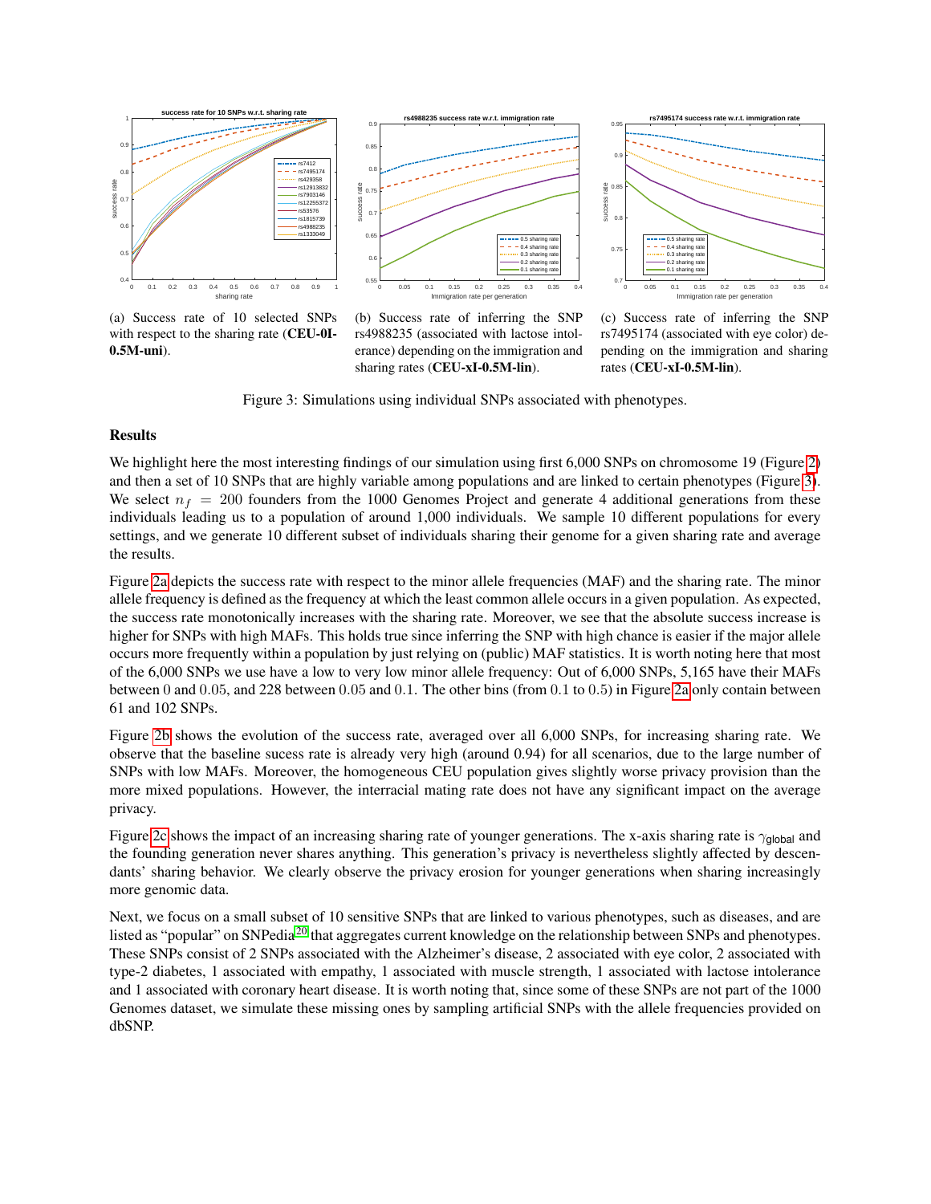(a) Success rate of 10 selected SNPs with respect to the sharing rate (**CEU-0I-0.5M-uni**).

(b) Success rate of inferring the SNP rs4988235 (associated with lactose intolerance) depending on the immigration and sharing rates (**CEU-xI-0.5M-lin**).

(c) Success rate of inferring the SNP rs7495174 (associated with eye color) depending on the immigration and sharing rates (**CEU-xI-0.5M-lin**).

Figure 3: Simulations using individual SNPs associated with phenotypes.

## Results

We highlight here the most interesting findings of our simulation using first 6,000 SNPs on chromosome 19 (Figure 2) and then a set of 10 SNPs that are highly variable among populations and are linked to certain phenotypes (Figure 3). We select $n_f = 200$ founders from the 1000 Genomes Project and generate 4 additional generations from these individuals leading us to a population of around 1,000 individuals. We sample 10 different populations for every settings, and we generate 10 different subset of individuals sharing their genome for a given sharing rate and average the results.

Figure 2a depicts the success rate with respect to the minor allele frequencies (MAF) and the sharing rate. The minor allele frequency is defined as the frequency at which the least common allele occurs in a given population. As expected, the success rate monotonically increases with the sharing rate. Moreover, we see that the absolute success increase is higher for SNPs with high MAFs. This holds true since inferring the SNP with high chance is easier if the major allele occurs more frequently within a population by just relying on (public) MAF statistics. It is worth noting here that most of the 6,000 SNPs we use have a low to very low minor allele frequency: Out of 6,000 SNPs, 5,165 have their MAFs between 0 and 0.05, and 228 between 0.05 and 0.1. The other bins (from 0.1 to 0.5) in Figure 2a only contain between 61 and 102 SNPs.

Figure 2b shows the evolution of the success rate, averaged over all 6,000 SNPs, for increasing sharing rate. We observe that the baseline sucess rate is already very high (around 0.94) for all scenarios, due to the large number of SNPs with low MAFs. Moreover, the homogeneous CEU population gives slightly worse privacy provision than the more mixed populations. However, the interracial mating rate does not have any significant impact on the average privacy.

Figure 2c shows the impact of an increasing sharing rate of younger generations. The x-axis sharing rate is $\gamma_{\text{global}}$ and the founding generation never shares anything. This generation's privacy is nevertheless slightly affected by descendants' sharing behavior. We clearly observe the privacy erosion for younger generations when sharing increasingly more genomic data.

Next, we focus on a small subset of 10 sensitive SNPs that are linked to various phenotypes, such as diseases, and are listed as "popular" on SNPedia[20] that aggregates current knowledge on the relationship between SNPs and phenotypes. These SNPs consist of 2 SNPs associated with the Alzheimer's disease, 2 associated with eye color, 2 associated with type-2 diabetes, 1 associated with empathy, 1 associated with muscle strength, 1 associated with lactose intolerance and 1 associated with coronary heart disease. It is worth noting that, since some of these SNPs are not part of the 1000 Genomes dataset, we simulate these missing ones by sampling artificial SNPs with the allele frequencies provided on dbSNP.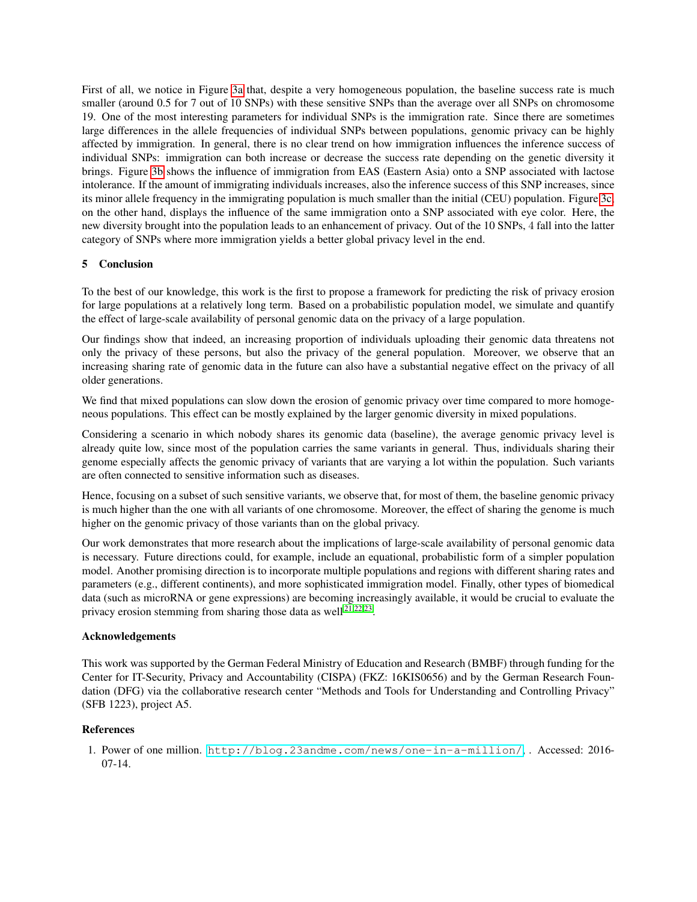First of all, we notice in Figure 3a that, despite a very homogeneous population, the baseline success rate is much smaller (around 0.5 for 7 out of 10 SNPs) with these sensitive SNPs than the average over all SNPs on chromosome 19. One of the most interesting parameters for individual SNPs is the immigration rate. Since there are sometimes large differences in the allele frequencies of individual SNPs between populations, genomic privacy can be highly affected by immigration. In general, there is no clear trend on how immigration influences the inference success of individual SNPs: immigration can both increase or decrease the success rate depending on the genetic diversity it brings. Figure 3b shows the influence of immigration from EAS (Eastern Asia) onto a SNP associated with lactose intolerance. If the amount of immigrating individuals increases, also the inference success of this SNP increases, since its minor allele frequency in the immigrating population is much smaller than the initial (CEU) population. Figure 3c, on the other hand, displays the influence of the same immigration onto a SNP associated with eye color. Here, the new diversity brought into the population leads to an enhancement of privacy. Out of the 10 SNPs, 4 fall into the latter category of SNPs where more immigration yields a better global privacy level in the end.

## 5 Conclusion

To the best of our knowledge, this work is the first to propose a framework for predicting the risk of privacy erosion for large populations at a relatively long term. Based on a probabilistic population model, we simulate and quantify the effect of large-scale availability of personal genomic data on the privacy of a large population.

Our findings show that indeed, an increasing proportion of individuals uploading their genomic data threatens not only the privacy of these persons, but also the privacy of the general population. Moreover, we observe that an increasing sharing rate of genomic data in the future can also have a substantial negative effect on the privacy of all older generations.

We find that mixed populations can slow down the erosion of genomic privacy over time compared to more homogeneous populations. This effect can be mostly explained by the larger genomic diversity in mixed populations.

Considering a scenario in which nobody shares its genomic data (baseline), the average genomic privacy level is already quite low, since most of the population carries the same variants in general. Thus, individuals sharing their genome especially affects the genomic privacy of variants that are varying a lot within the population. Such variants are often connected to sensitive information such as diseases.

Hence, focusing on a subset of such sensitive variants, we observe that, for most of them, the baseline genomic privacy is much higher than the one with all variants of one chromosome. Moreover, the effect of sharing the genome is much higher on the genomic privacy of those variants than on the global privacy.

Our work demonstrates that more research about the implications of large-scale availability of personal genomic data is necessary. Future directions could, for example, include an equational, probabilistic form of a simpler population model. Another promising direction is to incorporate multiple populations and regions with different sharing rates and parameters (e.g., different continents), and more sophisticated immigration model. Finally, other types of biomedical data (such as microRNA or gene expressions) are becoming increasingly available, it would be crucial to evaluate the privacy erosion stemming from sharing those data as well[21,22,23].

### Acknowledgements

This work was supported by the German Federal Ministry of Education and Research (BMBF) through funding for the Center for IT-Security, Privacy and Accountability (CISPA) (FKZ: 16KIS0656) and by the German Research Foundation (DFG) via the collaborative research center "Methods and Tools for Understanding and Controlling Privacy" (SFB 1223), project A5.

### References

1. Power of one million. http://blog.23andme.com/news/one-in-a-million/. . Accessed: 2016-07-14.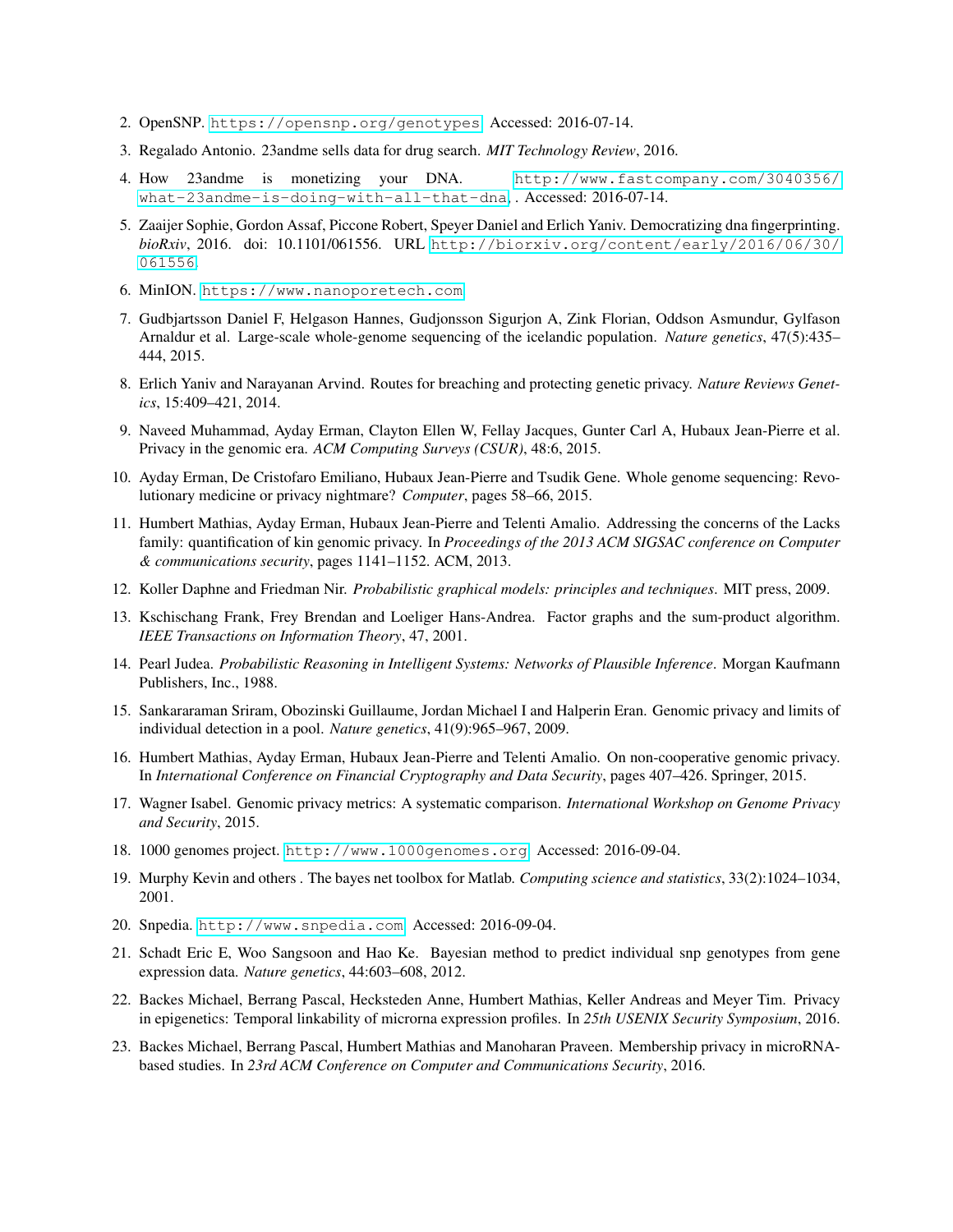2. OpenSNP. https://opensnp.org/genotypes. Accessed: 2016-07-14.
3. Regalado Antonio. 23andme sells data for drug search. *MIT Technology Review*, 2016.
4. How 23andme is monetizing your DNA. http://www.fastcompany.com/3040356/what-23andme-is-doing-with-all-that-dna. . Accessed: 2016-07-14.
5. Zaaijer Sophie, Gordon Assaf, Piccone Robert, Speyer Daniel and Erlich Yaniv. Democratizing dna fingerprinting. *bioRxiv*, 2016. doi: 10.1101/061556. URL http://biorxiv.org/content/early/2016/06/30/061556.
6. MinION. https://www.nanoporetech.com.
7. Gudbjartsson Daniel F, Helgason Hannes, Gudjonsson Sigurjon A, Zink Florian, Oddson Asmundur, Gylfason Arnaldur et al. Large-scale whole-genome sequencing of the icelandic population. *Nature genetics*, 47(5):435–444, 2015.
8. Erlich Yaniv and Narayanan Arvind. Routes for breaching and protecting genetic privacy. *Nature Reviews Genetics*, 15:409–421, 2014.
9. Naveed Muhammad, Ayday Erman, Clayton Ellen W, Fellay Jacques, Gunter Carl A, Hubaux Jean-Pierre et al. Privacy in the genomic era. *ACM Computing Surveys (CSUR)*, 48:6, 2015.
10. Ayday Erman, De Cristofaro Emiliano, Hubaux Jean-Pierre and Tsudik Gene. Whole genome sequencing: Revolutionary medicine or privacy nightmare? *Computer*, pages 58–66, 2015.
11. Humbert Mathias, Ayday Erman, Hubaux Jean-Pierre and Telenti Amalio. Addressing the concerns of the Lacks family: quantification of kin genomic privacy. In *Proceedings of the 2013 ACM SIGSAC conference on Computer & communications security*, pages 1141–1152. ACM, 2013.
12. Koller Daphne and Friedman Nir. *Probabilistic graphical models: principles and techniques*. MIT press, 2009.
13. Kschischang Frank, Frey Brendan and Loeliger Hans-Andrea. Factor graphs and the sum-product algorithm. *IEEE Transactions on Information Theory*, 47, 2001.
14. Pearl Judea. *Probabilistic Reasoning in Intelligent Systems: Networks of Plausible Inference*. Morgan Kaufmann Publishers, Inc., 1988.
15. Sankararaman Sriram, Obozinski Guillaume, Jordan Michael I and Halperin Eran. Genomic privacy and limits of individual detection in a pool. *Nature genetics*, 41(9):965–967, 2009.
16. Humbert Mathias, Ayday Erman, Hubaux Jean-Pierre and Telenti Amalio. On non-cooperative genomic privacy. In *International Conference on Financial Cryptography and Data Security*, pages 407–426. Springer, 2015.
17. Wagner Isabel. Genomic privacy metrics: A systematic comparison. *International Workshop on Genome Privacy and Security*, 2015.
18. 1000 genomes project. http://www.1000genomes.org. Accessed: 2016-09-04.
19. Murphy Kevin and others . The bayes net toolbox for Matlab. *Computing science and statistics*, 33(2):1024–1034, 2001.
20. Snpedia. http://www.snpedia.com. Accessed: 2016-09-04.
21. Schadt Eric E, Woo Sangsoon and Hao Ke. Bayesian method to predict individual snp genotypes from gene expression data. *Nature genetics*, 44:603–608, 2012.
22. Backes Michael, Berrang Pascal, Hecksteden Anne, Humbert Mathias, Keller Andreas and Meyer Tim. Privacy in epigenetics: Temporal linkability of microrna expression profiles. In *25th USENIX Security Symposium*, 2016.
23. Backes Michael, Berrang Pascal, Humbert Mathias and Manoharan Praveen. Membership privacy in microRNA-based studies. In *23rd ACM Conference on Computer and Communications Security*, 2016.